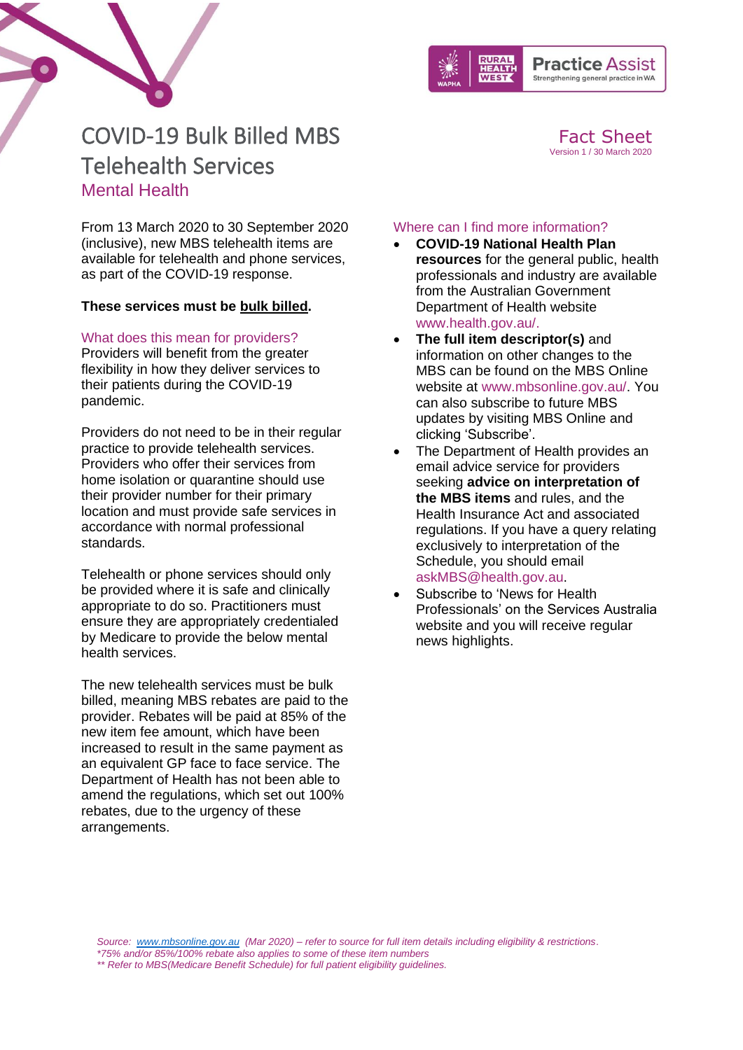# COVID-19 Bulk Billed MBS Telehealth Services

## Mental Health

**Fact Sheet**
Version 1 / 30 March 2020

From 13 March 2020 to 30 September 2020 (inclusive), new MBS telehealth items are available for telehealth and phone services, as part of the COVID-19 response.

**These services must be bulk billed.**

### What does this mean for providers?

Providers will benefit from the greater flexibility in how they deliver services to their patients during the COVID-19 pandemic.

Providers do not need to be in their regular practice to provide telehealth services. Providers who offer their services from home isolation or quarantine should use their provider number for their primary location and must provide safe services in accordance with normal professional standards.

Telehealth or phone services should only be provided where it is safe and clinically appropriate to do so. Practitioners must ensure they are appropriately credentialed by Medicare to provide the below mental health services.

The new telehealth services must be bulk billed, meaning MBS rebates are paid to the provider. Rebates will be paid at 85% of the new item fee amount, which have been increased to result in the same payment as an equivalent GP face to face service. The Department of Health has not been able to amend the regulations, which set out 100% rebates, due to the urgency of these arrangements.

### Where can I find more information?

- **COVID-19 National Health Plan resources** for the general public, health professionals and industry are available from the Australian Government Department of Health website www.health.gov.au/.
- **The full item descriptor(s)** and information on other changes to the MBS can be found on the MBS Online website at www.mbsonline.gov.au/. You can also subscribe to future MBS updates by visiting MBS Online and clicking 'Subscribe'.
- The Department of Health provides an email advice service for providers seeking **advice on interpretation of the MBS items** and rules, and the Health Insurance Act and associated regulations. If you have a query relating exclusively to interpretation of the Schedule, you should email askMBS@health.gov.au.
- Subscribe to 'News for Health Professionals' on the Services Australia website and you will receive regular news highlights.

*Source: www.mbsonline.gov.au (Mar 2020) – refer to source for full item details including eligibility & restrictions.*
*\*75% and/or 85%/100% rebate also applies to some of these item numbers*
*\*\* Refer to MBS(Medicare Benefit Schedule) for full patient eligibility guidelines.*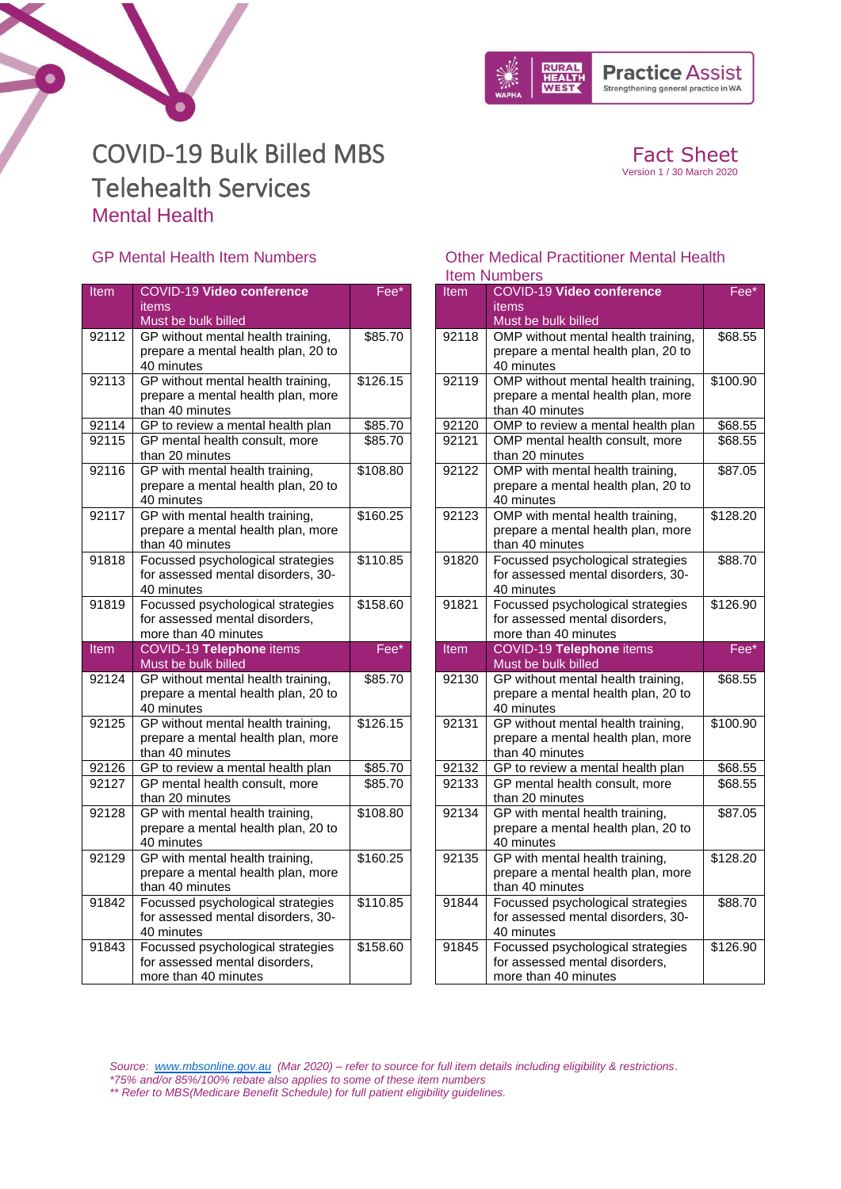# COVID-19 Bulk Billed MBS Telehealth Services

## Mental Health

**Fact Sheet**
Version 1 / 30 March 2020

### GP Mental Health Item Numbers

| Item | COVID-19 **Video conference** items Must be bulk billed | Fee* |
|---|---|---|
| 92112 | GP without mental health training, prepare a mental health plan, 20 to 40 minutes | $85.70 |
| 92113 | GP without mental health training, prepare a mental health plan, more than 40 minutes | $126.15 |
| 92114 | GP to review a mental health plan | $85.70 |
| 92115 | GP mental health consult, more than 20 minutes | $85.70 |
| 92116 | GP with mental health training, prepare a mental health plan, 20 to 40 minutes | $108.80 |
| 92117 | GP with mental health training, prepare a mental health plan, more than 40 minutes | $160.25 |
| 91818 | Focussed psychological strategies for assessed mental disorders, 30-40 minutes | $110.85 |
| 91819 | Focussed psychological strategies for assessed mental disorders, more than 40 minutes | $158.60 |
| **Item** | **COVID-19 Telephone items Must be bulk billed** | **Fee*** |
| 92124 | GP without mental health training, prepare a mental health plan, 20 to 40 minutes | $85.70 |
| 92125 | GP without mental health training, prepare a mental health plan, more than 40 minutes | $126.15 |
| 92126 | GP to review a mental health plan | $85.70 |
| 92127 | GP mental health consult, more than 20 minutes | $85.70 |
| 92128 | GP with mental health training, prepare a mental health plan, 20 to 40 minutes | $108.80 |
| 92129 | GP with mental health training, prepare a mental health plan, more than 40 minutes | $160.25 |
| 91842 | Focussed psychological strategies for assessed mental disorders, 30-40 minutes | $110.85 |
| 91843 | Focussed psychological strategies for assessed mental disorders, more than 40 minutes | $158.60 |

### Other Medical Practitioner Mental Health Item Numbers

| Item | COVID-19 **Video conference** items Must be bulk billed | Fee* |
|---|---|---|
| 92118 | OMP without mental health training, prepare a mental health plan, 20 to 40 minutes | $68.55 |
| 92119 | OMP without mental health training, prepare a mental health plan, more than 40 minutes | $100.90 |
| 92120 | OMP to review a mental health plan | $68.55 |
| 92121 | OMP mental health consult, more than 20 minutes | $68.55 |
| 92122 | OMP with mental health training, prepare a mental health plan, 20 to 40 minutes | $87.05 |
| 92123 | OMP with mental health training, prepare a mental health plan, more than 40 minutes | $128.20 |
| 91820 | Focussed psychological strategies for assessed mental disorders, 30-40 minutes | $88.70 |
| 91821 | Focussed psychological strategies for assessed mental disorders, more than 40 minutes | $126.90 |
| **Item** | **COVID-19 Telephone items Must be bulk billed** | **Fee*** |
| 92130 | GP without mental health training, prepare a mental health plan, 20 to 40 minutes | $68.55 |
| 92131 | GP without mental health training, prepare a mental health plan, more than 40 minutes | $100.90 |
| 92132 | GP to review a mental health plan | $68.55 |
| 92133 | GP mental health consult, more than 20 minutes | $68.55 |
| 92134 | GP with mental health training, prepare a mental health plan, 20 to 40 minutes | $87.05 |
| 92135 | GP with mental health training, prepare a mental health plan, more than 40 minutes | $128.20 |
| 91844 | Focussed psychological strategies for assessed mental disorders, 30-40 minutes | $88.70 |
| 91845 | Focussed psychological strategies for assessed mental disorders, more than 40 minutes | $126.90 |

*Source: www.mbsonline.gov.au (Mar 2020) – refer to source for full item details including eligibility & restrictions.*
*\*75% and/or 85%/100% rebate also applies to some of these item numbers*
*\*\* Refer to MBS(Medicare Benefit Schedule) for full patient eligibility guidelines.*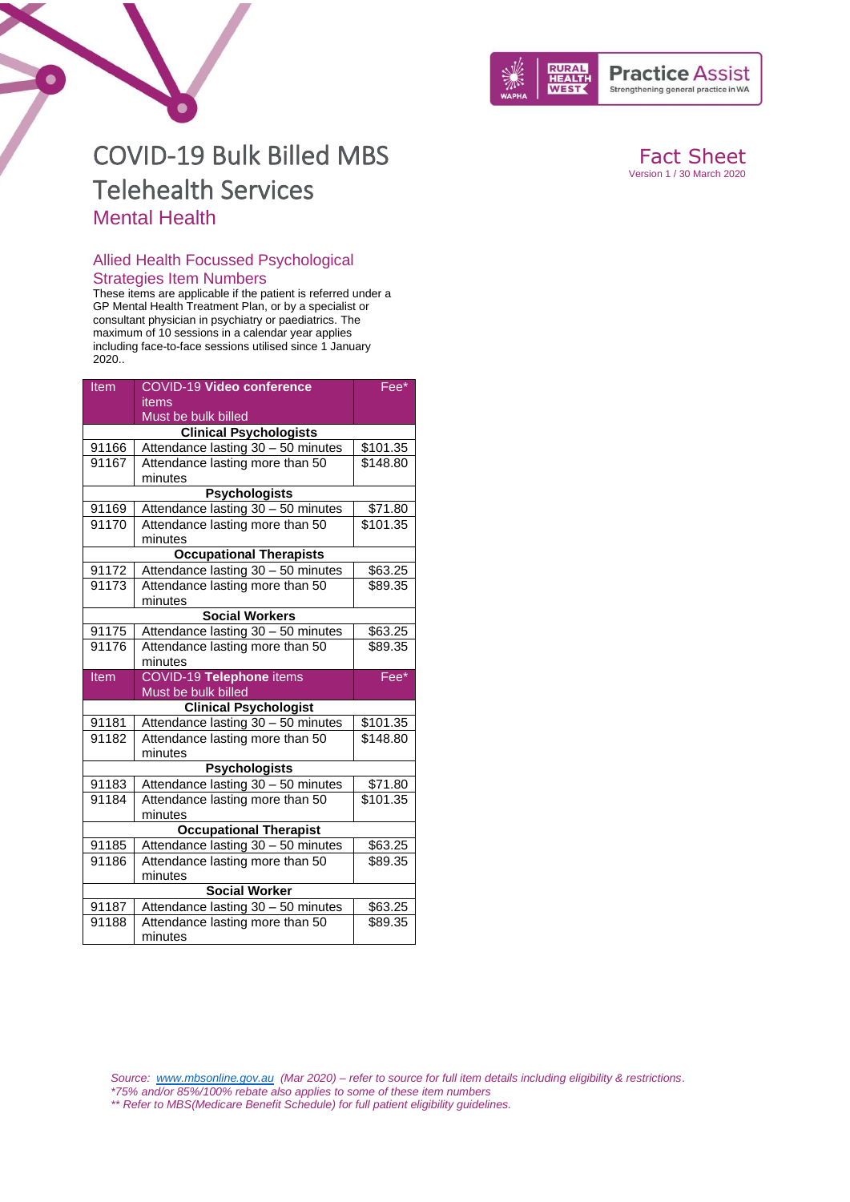# COVID-19 Bulk Billed MBS Telehealth Services

## Mental Health

Fact Sheet
Version 1 / 30 March 2020

### Allied Health Focussed Psychological Strategies Item Numbers

These items are applicable if the patient is referred under a GP Mental Health Treatment Plan, or by a specialist or consultant physician in psychiatry or paediatrics. The maximum of 10 sessions in a calendar year applies including face-to-face sessions utilised since 1 January 2020..

| Item | COVID-19 **Video conference** items Must be bulk billed | Fee* |
|---|---|---|
| | **Clinical Psychologists** | |
| 91166 | Attendance lasting 30 – 50 minutes | $101.35 |
| 91167 | Attendance lasting more than 50 minutes | $148.80 |
| | **Psychologists** | |
| 91169 | Attendance lasting 30 – 50 minutes | $71.80 |
| 91170 | Attendance lasting more than 50 minutes | $101.35 |
| | **Occupational Therapists** | |
| 91172 | Attendance lasting 30 – 50 minutes | $63.25 |
| 91173 | Attendance lasting more than 50 minutes | $89.35 |
| | **Social Workers** | |
| 91175 | Attendance lasting 30 – 50 minutes | $63.25 |
| 91176 | Attendance lasting more than 50 minutes | $89.35 |
| **Item** | **COVID-19 Telephone items Must be bulk billed** | **Fee*** |
| | **Clinical Psychologist** | |
| 91181 | Attendance lasting 30 – 50 minutes | $101.35 |
| 91182 | Attendance lasting more than 50 minutes | $148.80 |
| | **Psychologists** | |
| 91183 | Attendance lasting 30 – 50 minutes | $71.80 |
| 91184 | Attendance lasting more than 50 minutes | $101.35 |
| | **Occupational Therapist** | |
| 91185 | Attendance lasting 30 – 50 minutes | $63.25 |
| 91186 | Attendance lasting more than 50 minutes | $89.35 |
| | **Social Worker** | |
| 91187 | Attendance lasting 30 – 50 minutes | $63.25 |
| 91188 | Attendance lasting more than 50 minutes | $89.35 |

*Source: www.mbsonline.gov.au (Mar 2020) – refer to source for full item details including eligibility & restrictions.*
*\*75% and/or 85%/100% rebate also applies to some of these item numbers*
*\*\* Refer to MBS(Medicare Benefit Schedule) for full patient eligibility guidelines.*